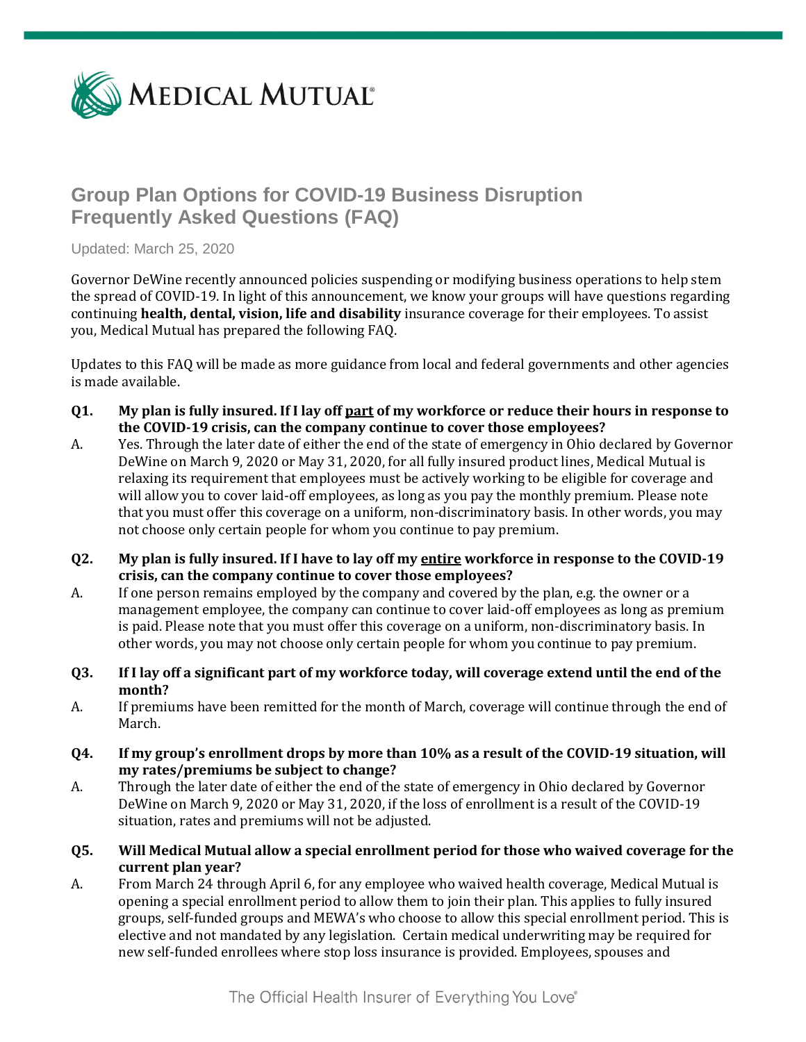MEDICAL MUTUAL

# Group Plan Options for COVID-19 Business Disruption Frequently Asked Questions (FAQ)

Updated: March 25, 2020

Governor DeWine recently announced policies suspending or modifying business operations to help stem the spread of COVID-19. In light of this announcement, we know your groups will have questions regarding continuing **health, dental, vision, life and disability** insurance coverage for their employees. To assist you, Medical Mutual has prepared the following FAQ.

Updates to this FAQ will be made as more guidance from local and federal governments and other agencies is made available.

**Q1. My plan is fully insured. If I lay off part of my workforce or reduce their hours in response to the COVID-19 crisis, can the company continue to cover those employees?**

A. Yes. Through the later date of either the end of the state of emergency in Ohio declared by Governor DeWine on March 9, 2020 or May 31, 2020, for all fully insured product lines, Medical Mutual is relaxing its requirement that employees must be actively working to be eligible for coverage and will allow you to cover laid-off employees, as long as you pay the monthly premium. Please note that you must offer this coverage on a uniform, non-discriminatory basis. In other words, you may not choose only certain people for whom you continue to pay premium.

**Q2. My plan is fully insured. If I have to lay off my entire workforce in response to the COVID-19 crisis, can the company continue to cover those employees?**

A. If one person remains employed by the company and covered by the plan, e.g. the owner or a management employee, the company can continue to cover laid-off employees as long as premium is paid. Please note that you must offer this coverage on a uniform, non-discriminatory basis. In other words, you may not choose only certain people for whom you continue to pay premium.

**Q3. If I lay off a significant part of my workforce today, will coverage extend until the end of the month?**

A. If premiums have been remitted for the month of March, coverage will continue through the end of March.

**Q4. If my group's enrollment drops by more than 10% as a result of the COVID-19 situation, will my rates/premiums be subject to change?**

A. Through the later date of either the end of the state of emergency in Ohio declared by Governor DeWine on March 9, 2020 or May 31, 2020, if the loss of enrollment is a result of the COVID-19 situation, rates and premiums will not be adjusted.

**Q5. Will Medical Mutual allow a special enrollment period for those who waived coverage for the current plan year?**

A. From March 24 through April 6, for any employee who waived health coverage, Medical Mutual is opening a special enrollment period to allow them to join their plan. This applies to fully insured groups, self-funded groups and MEWA's who choose to allow this special enrollment period. This is elective and not mandated by any legislation. Certain medical underwriting may be required for new self-funded enrollees where stop loss insurance is provided. Employees, spouses and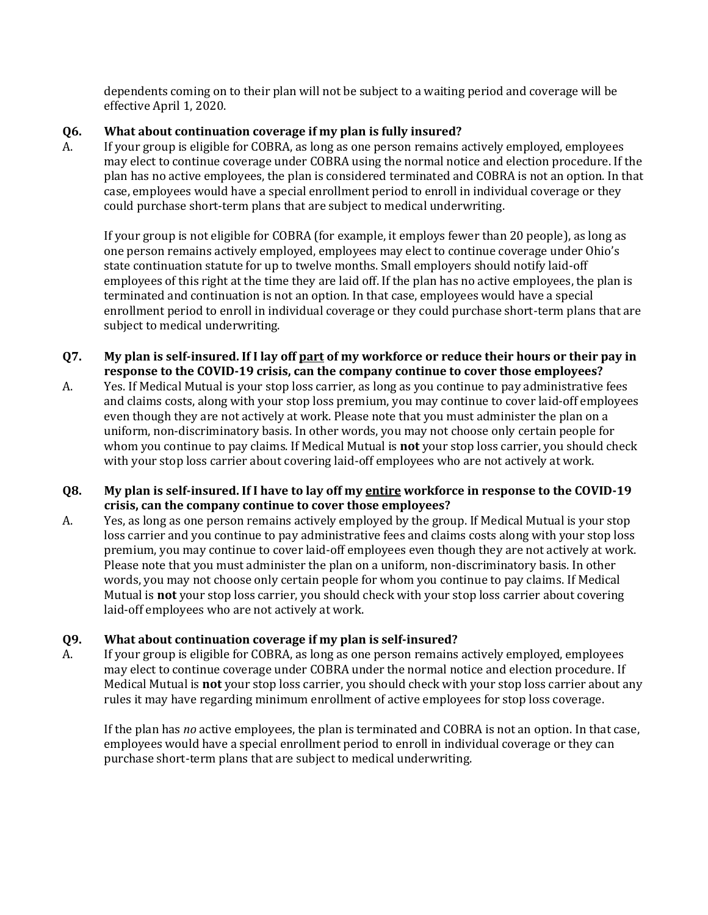dependents coming on to their plan will not be subject to a waiting period and coverage will be effective April 1, 2020.

**Q6. What about continuation coverage if my plan is fully insured?**

A. If your group is eligible for COBRA, as long as one person remains actively employed, employees may elect to continue coverage under COBRA using the normal notice and election procedure. If the plan has no active employees, the plan is considered terminated and COBRA is not an option. In that case, employees would have a special enrollment period to enroll in individual coverage or they could purchase short-term plans that are subject to medical underwriting.

If your group is not eligible for COBRA (for example, it employs fewer than 20 people), as long as one person remains actively employed, employees may elect to continue coverage under Ohio's state continuation statute for up to twelve months. Small employers should notify laid-off employees of this right at the time they are laid off. If the plan has no active employees, the plan is terminated and continuation is not an option. In that case, employees would have a special enrollment period to enroll in individual coverage or they could purchase short-term plans that are subject to medical underwriting.

**Q7. My plan is self-insured. If I lay off <u>part</u> of my workforce or reduce their hours or their pay in response to the COVID-19 crisis, can the company continue to cover those employees?**

A. Yes. If Medical Mutual is your stop loss carrier, as long as you continue to pay administrative fees and claims costs, along with your stop loss premium, you may continue to cover laid-off employees even though they are not actively at work. Please note that you must administer the plan on a uniform, non-discriminatory basis. In other words, you may not choose only certain people for whom you continue to pay claims. If Medical Mutual is **not** your stop loss carrier, you should check with your stop loss carrier about covering laid-off employees who are not actively at work.

**Q8. My plan is self-insured. If I have to lay off my <u>entire</u> workforce in response to the COVID-19 crisis, can the company continue to cover those employees?**

A. Yes, as long as one person remains actively employed by the group. If Medical Mutual is your stop loss carrier and you continue to pay administrative fees and claims costs along with your stop loss premium, you may continue to cover laid-off employees even though they are not actively at work. Please note that you must administer the plan on a uniform, non-discriminatory basis. In other words, you may not choose only certain people for whom you continue to pay claims. If Medical Mutual is **not** your stop loss carrier, you should check with your stop loss carrier about covering laid-off employees who are not actively at work.

**Q9. What about continuation coverage if my plan is self-insured?**

A. If your group is eligible for COBRA, as long as one person remains actively employed, employees may elect to continue coverage under COBRA under the normal notice and election procedure. If Medical Mutual is **not** your stop loss carrier, you should check with your stop loss carrier about any rules it may have regarding minimum enrollment of active employees for stop loss coverage.

If the plan has *no* active employees, the plan is terminated and COBRA is not an option. In that case, employees would have a special enrollment period to enroll in individual coverage or they can purchase short-term plans that are subject to medical underwriting.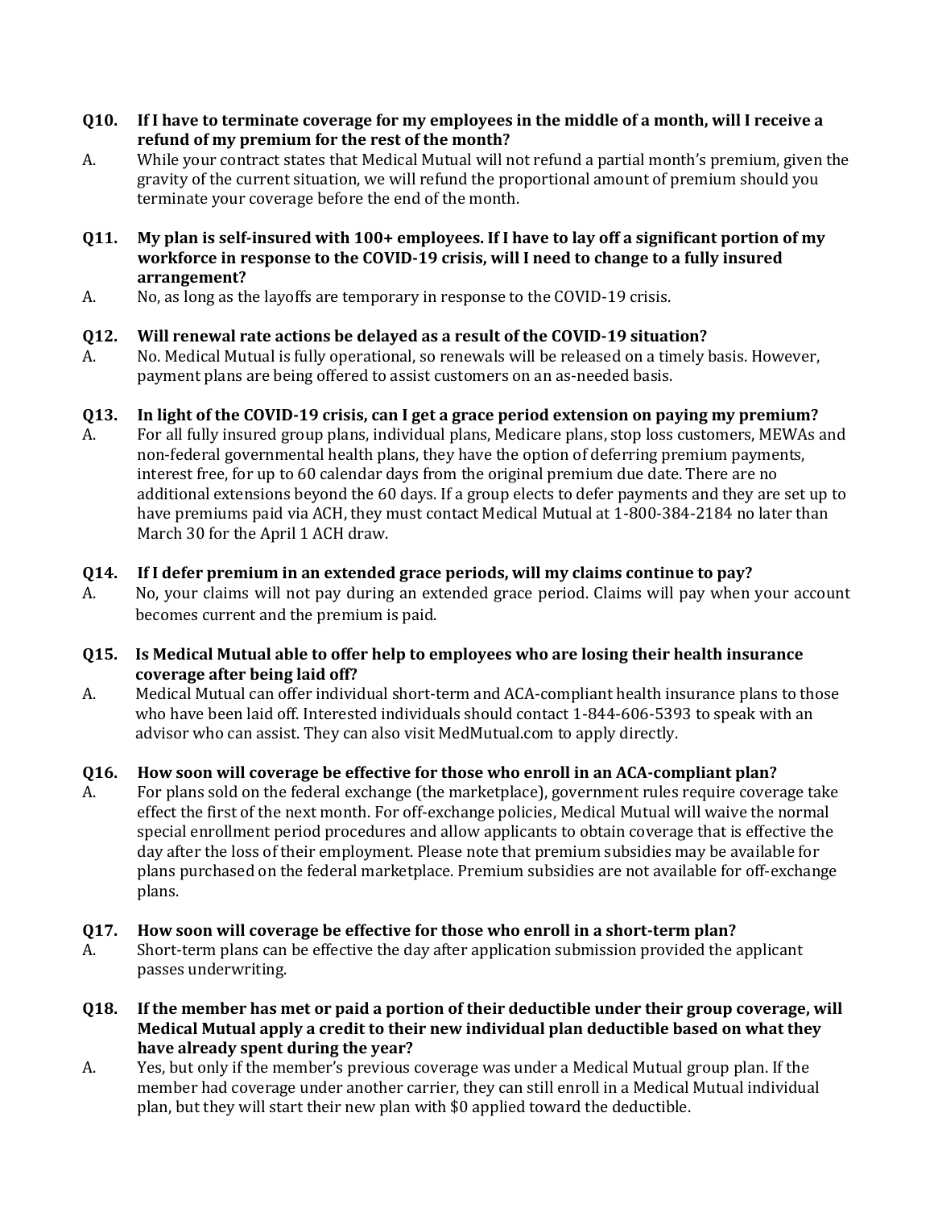**Q10. If I have to terminate coverage for my employees in the middle of a month, will I receive a refund of my premium for the rest of the month?**

A. While your contract states that Medical Mutual will not refund a partial month's premium, given the gravity of the current situation, we will refund the proportional amount of premium should you terminate your coverage before the end of the month.

**Q11. My plan is self-insured with 100+ employees. If I have to lay off a significant portion of my workforce in response to the COVID-19 crisis, will I need to change to a fully insured arrangement?**

A. No, as long as the layoffs are temporary in response to the COVID-19 crisis.

**Q12. Will renewal rate actions be delayed as a result of the COVID-19 situation?**

A. No. Medical Mutual is fully operational, so renewals will be released on a timely basis. However, payment plans are being offered to assist customers on an as-needed basis.

**Q13. In light of the COVID-19 crisis, can I get a grace period extension on paying my premium?**

A. For all fully insured group plans, individual plans, Medicare plans, stop loss customers, MEWAs and non-federal governmental health plans, they have the option of deferring premium payments, interest free, for up to 60 calendar days from the original premium due date. There are no additional extensions beyond the 60 days. If a group elects to defer payments and they are set up to have premiums paid via ACH, they must contact Medical Mutual at 1-800-384-2184 no later than March 30 for the April 1 ACH draw.

**Q14. If I defer premium in an extended grace periods, will my claims continue to pay?**

A. No, your claims will not pay during an extended grace period. Claims will pay when your account becomes current and the premium is paid.

**Q15. Is Medical Mutual able to offer help to employees who are losing their health insurance coverage after being laid off?**

A. Medical Mutual can offer individual short-term and ACA-compliant health insurance plans to those who have been laid off. Interested individuals should contact 1-844-606-5393 to speak with an advisor who can assist. They can also visit MedMutual.com to apply directly.

**Q16. How soon will coverage be effective for those who enroll in an ACA-compliant plan?**

A. For plans sold on the federal exchange (the marketplace), government rules require coverage take effect the first of the next month. For off-exchange policies, Medical Mutual will waive the normal special enrollment period procedures and allow applicants to obtain coverage that is effective the day after the loss of their employment. Please note that premium subsidies may be available for plans purchased on the federal marketplace. Premium subsidies are not available for off-exchange plans.

**Q17. How soon will coverage be effective for those who enroll in a short-term plan?**

A. Short-term plans can be effective the day after application submission provided the applicant passes underwriting.

**Q18. If the member has met or paid a portion of their deductible under their group coverage, will Medical Mutual apply a credit to their new individual plan deductible based on what they have already spent during the year?**

A. Yes, but only if the member's previous coverage was under a Medical Mutual group plan. If the member had coverage under another carrier, they can still enroll in a Medical Mutual individual plan, but they will start their new plan with $0 applied toward the deductible.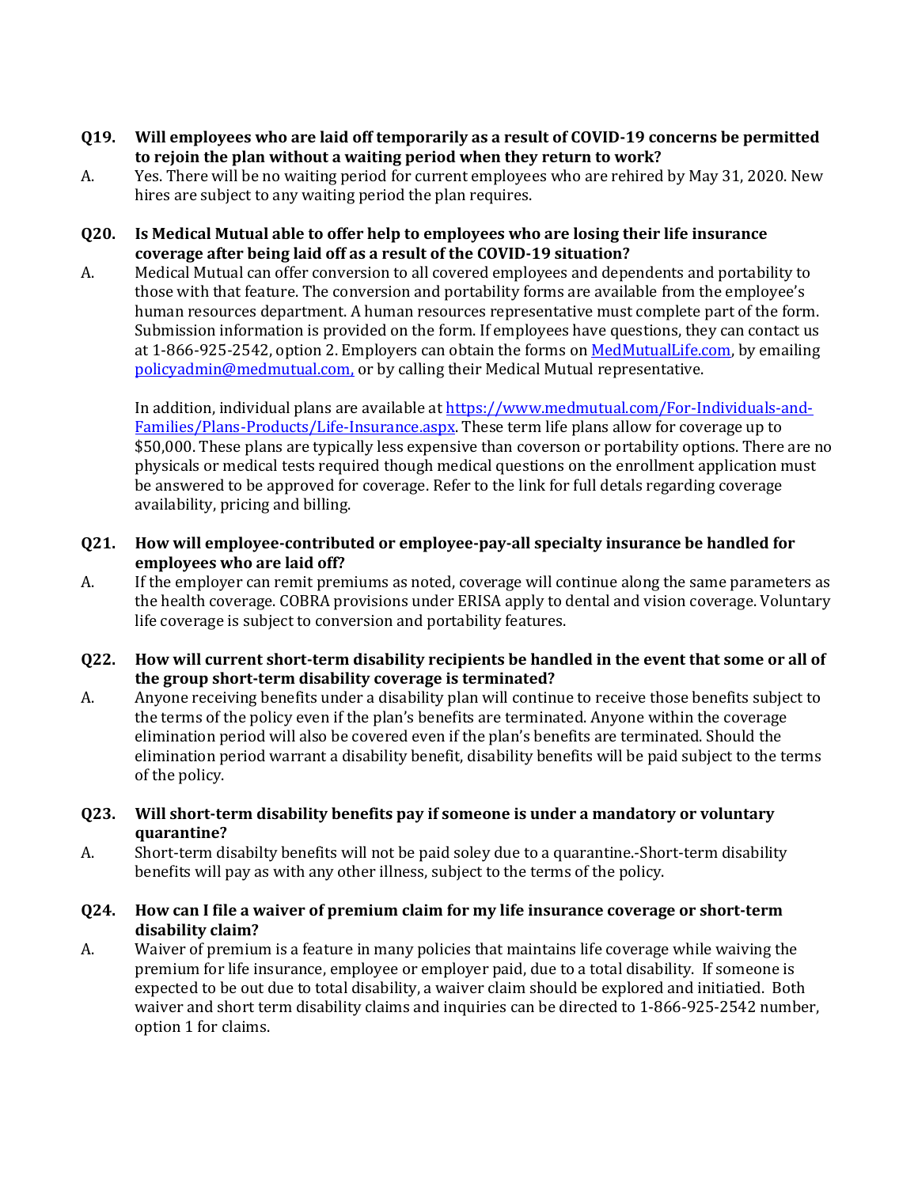**Q19. Will employees who are laid off temporarily as a result of COVID-19 concerns be permitted to rejoin the plan without a waiting period when they return to work?**

A. Yes. There will be no waiting period for current employees who are rehired by May 31, 2020. New hires are subject to any waiting period the plan requires.

**Q20. Is Medical Mutual able to offer help to employees who are losing their life insurance coverage after being laid off as a result of the COVID-19 situation?**

A. Medical Mutual can offer conversion to all covered employees and dependents and portability to those with that feature. The conversion and portability forms are available from the employee's human resources department. A human resources representative must complete part of the form. Submission information is provided on the form. If employees have questions, they can contact us at 1-866-925-2542, option 2. Employers can obtain the forms on [MedMutualLife.com](MedMutualLife.com), by emailing [policyadmin@medmutual.com](mailto:policyadmin@medmutual.com), or by calling their Medical Mutual representative.

In addition, individual plans are available at [https://www.medmutual.com/For-Individuals-and-Families/Plans-Products/Life-Insurance.aspx](https://www.medmutual.com/For-Individuals-and-Families/Plans-Products/Life-Insurance.aspx). These term life plans allow for coverage up to $50,000. These plans are typically less expensive than coverson or portability options. There are no physicals or medical tests required though medical questions on the enrollment application must be answered to be approved for coverage. Refer to the link for full detals regarding coverage availability, pricing and billing.

**Q21. How will employee-contributed or employee-pay-all specialty insurance be handled for employees who are laid off?**

A. If the employer can remit premiums as noted, coverage will continue along the same parameters as the health coverage. COBRA provisions under ERISA apply to dental and vision coverage. Voluntary life coverage is subject to conversion and portability features.

**Q22. How will current short-term disability recipients be handled in the event that some or all of the group short-term disability coverage is terminated?**

A. Anyone receiving benefits under a disability plan will continue to receive those benefits subject to the terms of the policy even if the plan's benefits are terminated. Anyone within the coverage elimination period will also be covered even if the plan's benefits are terminated. Should the elimination period warrant a disability benefit, disability benefits will be paid subject to the terms of the policy.

**Q23. Will short-term disability benefits pay if someone is under a mandatory or voluntary quarantine?**

A. Short-term disabilty benefits will not be paid soley due to a quarantine.-Short-term disability benefits will pay as with any other illness, subject to the terms of the policy.

**Q24. How can I file a waiver of premium claim for my life insurance coverage or short-term disability claim?**

A. Waiver of premium is a feature in many policies that maintains life coverage while waiving the premium for life insurance, employee or employer paid, due to a total disability. If someone is expected to be out due to total disability, a waiver claim should be explored and initiatied. Both waiver and short term disability claims and inquiries can be directed to 1-866-925-2542 number, option 1 for claims.